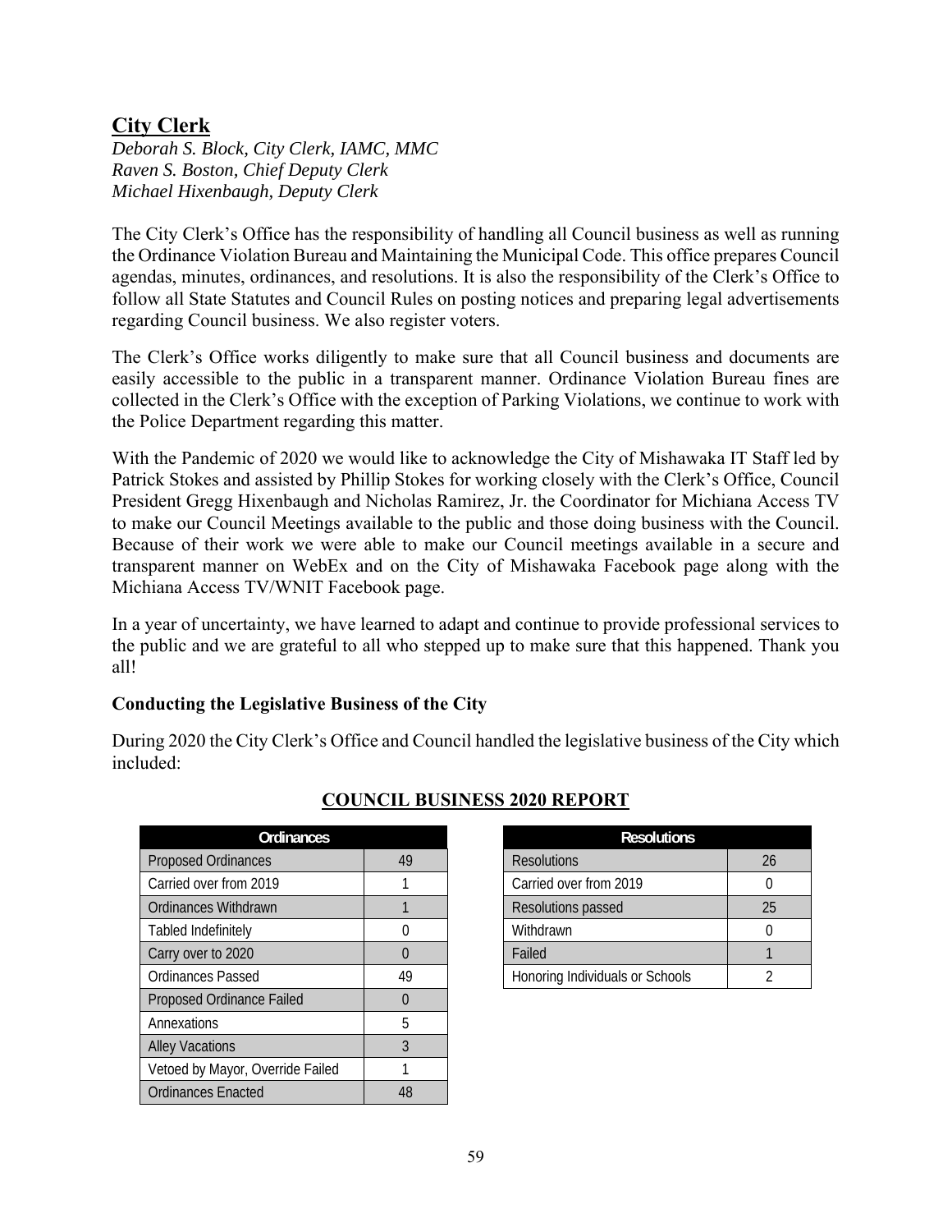## City Clerk

*Deborah S. Block, City Clerk, IAMC, MMC*
*Raven S. Boston, Chief Deputy Clerk*
*Michael Hixenbaugh, Deputy Clerk*

The City Clerk's Office has the responsibility of handling all Council business as well as running the Ordinance Violation Bureau and Maintaining the Municipal Code. This office prepares Council agendas, minutes, ordinances, and resolutions. It is also the responsibility of the Clerk's Office to follow all State Statutes and Council Rules on posting notices and preparing legal advertisements regarding Council business. We also register voters.

The Clerk's Office works diligently to make sure that all Council business and documents are easily accessible to the public in a transparent manner. Ordinance Violation Bureau fines are collected in the Clerk's Office with the exception of Parking Violations, we continue to work with the Police Department regarding this matter.

With the Pandemic of 2020 we would like to acknowledge the City of Mishawaka IT Staff led by Patrick Stokes and assisted by Phillip Stokes for working closely with the Clerk's Office, Council President Gregg Hixenbaugh and Nicholas Ramirez, Jr. the Coordinator for Michiana Access TV to make our Council Meetings available to the public and those doing business with the Council. Because of their work we were able to make our Council meetings available in a secure and transparent manner on WebEx and on the City of Mishawaka Facebook page along with the Michiana Access TV/WNIT Facebook page.

In a year of uncertainty, we have learned to adapt and continue to provide professional services to the public and we are grateful to all who stepped up to make sure that this happened. Thank you all!

**Conducting the Legislative Business of the City**

During 2020 the City Clerk's Office and Council handled the legislative business of the City which included:

**COUNCIL BUSINESS 2020 REPORT**

| Ordinances | |
|---|---|
| Proposed Ordinances | 49 |
| Carried over from 2019 | 1 |
| Ordinances Withdrawn | 1 |
| Tabled Indefinitely | 0 |
| Carry over to 2020 | 0 |
| Ordinances Passed | 49 |
| Proposed Ordinance Failed | 0 |
| Annexations | 5 |
| Alley Vacations | 3 |
| Vetoed by Mayor, Override Failed | 1 |
| Ordinances Enacted | 48 |

| Resolutions | |
|---|---|
| Resolutions | 26 |
| Carried over from 2019 | 0 |
| Resolutions passed | 25 |
| Withdrawn | 0 |
| Failed | 1 |
| Honoring Individuals or Schools | 2 |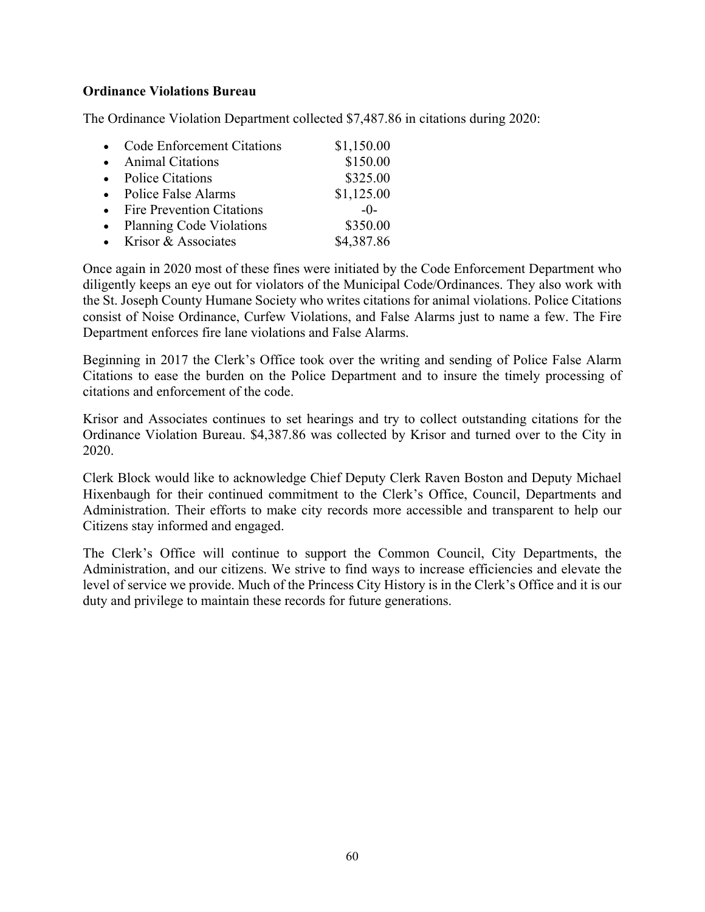**Ordinance Violations Bureau**

The Ordinance Violation Department collected $7,487.86 in citations during 2020:

- Code Enforcement Citations $1,150.00
- Animal Citations $150.00
- Police Citations $325.00
- Police False Alarms $1,125.00
- Fire Prevention Citations -0-
- Planning Code Violations $350.00
- Krisor & Associates $4,387.86

Once again in 2020 most of these fines were initiated by the Code Enforcement Department who diligently keeps an eye out for violators of the Municipal Code/Ordinances. They also work with the St. Joseph County Humane Society who writes citations for animal violations. Police Citations consist of Noise Ordinance, Curfew Violations, and False Alarms just to name a few. The Fire Department enforces fire lane violations and False Alarms.

Beginning in 2017 the Clerk's Office took over the writing and sending of Police False Alarm Citations to ease the burden on the Police Department and to insure the timely processing of citations and enforcement of the code.

Krisor and Associates continues to set hearings and try to collect outstanding citations for the Ordinance Violation Bureau. $4,387.86 was collected by Krisor and turned over to the City in 2020.

Clerk Block would like to acknowledge Chief Deputy Clerk Raven Boston and Deputy Michael Hixenbaugh for their continued commitment to the Clerk's Office, Council, Departments and Administration. Their efforts to make city records more accessible and transparent to help our Citizens stay informed and engaged.

The Clerk's Office will continue to support the Common Council, City Departments, the Administration, and our citizens. We strive to find ways to increase efficiencies and elevate the level of service we provide. Much of the Princess City History is in the Clerk's Office and it is our duty and privilege to maintain these records for future generations.